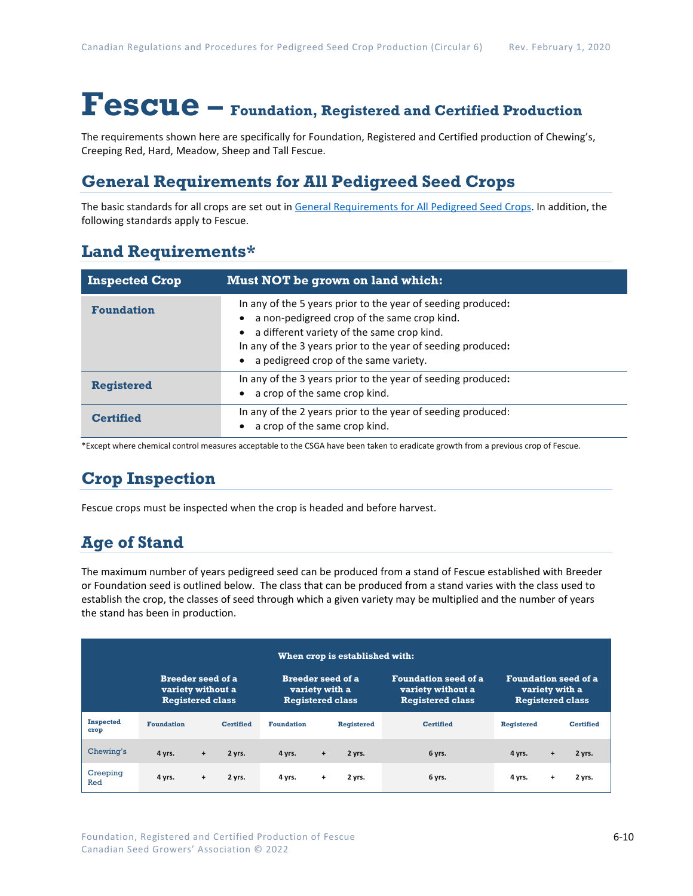# Fescue – Foundation, Registered and Certified Production

The requirements shown here are specifically for Foundation, Registered and Certified production of Chewing's, Creeping Red, Hard, Meadow, Sheep and Tall Fescue.

## General Requirements for All Pedigreed Seed Crops

The basic standards for all crops are set out in General Requirements for All Pedigreed Seed Crops. In addition, the following standards apply to Fescue.

## Land Requirements*

| Inspected Crop | Must NOT be grown on land which: |
|---|---|
| **Foundation** | In any of the 5 years prior to the year of seeding produced:<br>• a non-pedigreed crop of the same crop kind.<br>• a different variety of the same crop kind.<br>In any of the 3 years prior to the year of seeding produced:<br>• a pedigreed crop of the same variety. |
| **Registered** | In any of the 3 years prior to the year of seeding produced:<br>• a crop of the same crop kind. |
| **Certified** | In any of the 2 years prior to the year of seeding produced:<br>• a crop of the same crop kind. |

*Except where chemical control measures acceptable to the CSGA have been taken to eradicate growth from a previous crop of Fescue.

## Crop Inspection

Fescue crops must be inspected when the crop is headed and before harvest.

## Age of Stand

The maximum number of years pedigreed seed can be produced from a stand of Fescue established with Breeder or Foundation seed is outlined below. The class that can be produced from a stand varies with the class used to establish the crop, the classes of seed through which a given variety may be multiplied and the number of years the stand has been in production.

| | When crop is established with: | | | | | | | | | |
|---|---|---|---|---|---|---|---|---|---|---|
| | Breeder seed of a variety without a Registered class | | | Breeder seed of a variety with a Registered class | | | Foundation seed of a variety without a Registered class | Foundation seed of a variety with a Registered class | | |
| Inspected crop | Foundation | | Certified | Foundation | | Registered | Certified | Registered | | Certified |
| Chewing's | 4 yrs. | + | 2 yrs. | 4 yrs. | + | 2 yrs. | 6 yrs. | 4 yrs. | + | 2 yrs. |
| Creeping Red | 4 yrs. | + | 2 yrs. | 4 yrs. | + | 2 yrs. | 6 yrs. | 4 yrs. | + | 2 yrs. |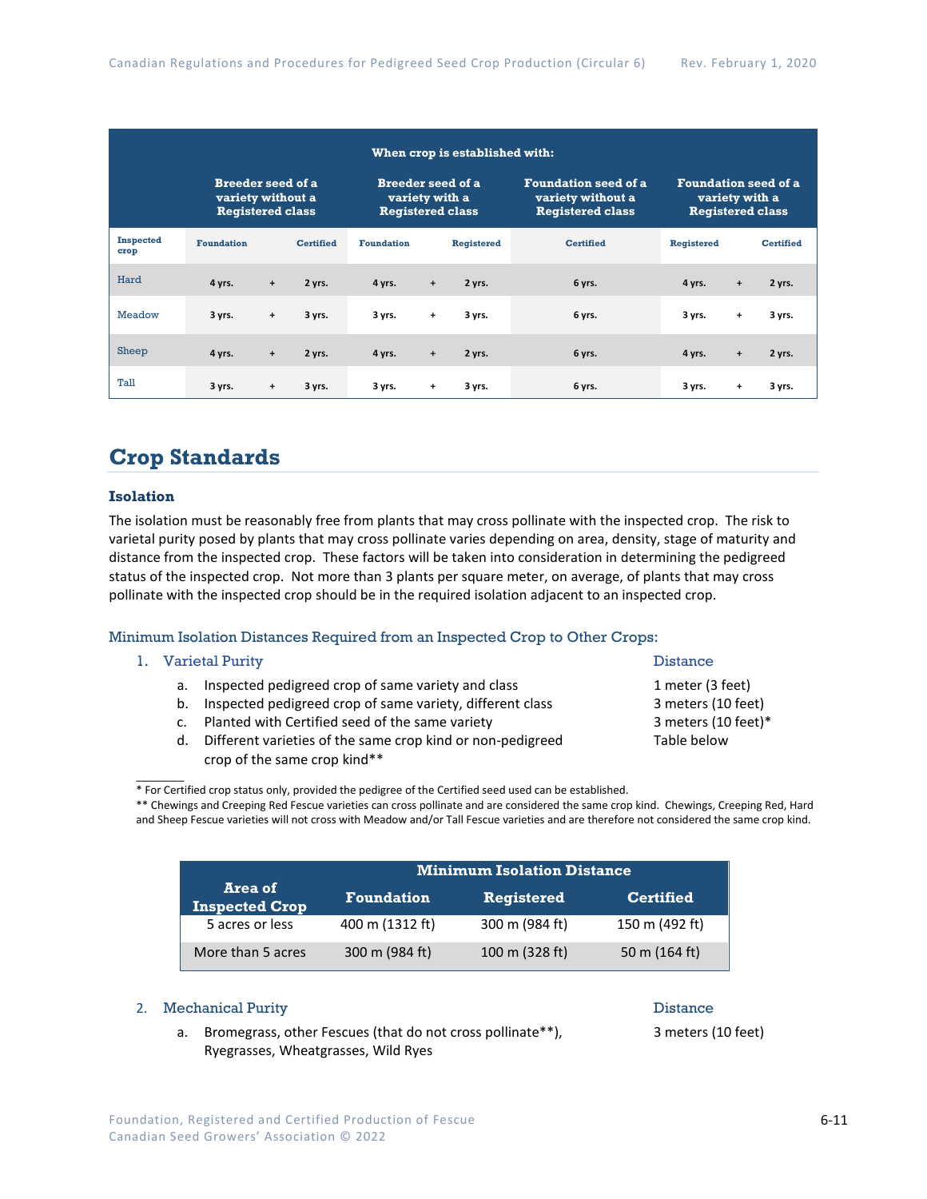| | When crop is established with: | | | | | | | | | | |
|---|---|---|---|---|---|---|---|---|---|---|---|
| | Breeder seed of a variety without a Registered class | | | Breeder seed of a variety with a Registered class | | | Foundation seed of a variety without a Registered class | Foundation seed of a variety with a Registered class | | |
| Inspected crop | Foundation | | Certified | Foundation | | Registered | Certified | Registered | | Certified |
| Hard | 4 yrs. | + | 2 yrs. | 4 yrs. | + | 2 yrs. | 6 yrs. | 4 yrs. | + | 2 yrs. |
| Meadow | 3 yrs. | + | 3 yrs. | 3 yrs. | + | 3 yrs. | 6 yrs. | 3 yrs. | + | 3 yrs. |
| Sheep | 4 yrs. | + | 2 yrs. | 4 yrs. | + | 2 yrs. | 6 yrs. | 4 yrs. | + | 2 yrs. |
| Tall | 3 yrs. | + | 3 yrs. | 3 yrs. | + | 3 yrs. | 6 yrs. | 3 yrs. | + | 3 yrs. |

# Crop Standards

### Isolation

The isolation must be reasonably free from plants that may cross pollinate with the inspected crop. The risk to varietal purity posed by plants that may cross pollinate varies depending on area, density, stage of maturity and distance from the inspected crop. These factors will be taken into consideration in determining the pedigreed status of the inspected crop. Not more than 3 plants per square meter, on average, of plants that may cross pollinate with the inspected crop should be in the required isolation adjacent to an inspected crop.

#### Minimum Isolation Distances Required from an Inspected Crop to Other Crops:

1. Varietal Purity — Distance
   a. Inspected pedigreed crop of same variety and class — 1 meter (3 feet)
   b. Inspected pedigreed crop of same variety, different class — 3 meters (10 feet)
   c. Planted with Certified seed of the same variety — 3 meters (10 feet)*
   d. Different varieties of the same crop kind or non-pedigreed crop of the same crop kind** — Table below

\_\_\_\_\_\_\_\_

* For Certified crop status only, provided the pedigree of the Certified seed used can be established.

** Chewings and Creeping Red Fescue varieties can cross pollinate and are considered the same crop kind. Chewings, Creeping Red, Hard and Sheep Fescue varieties will not cross with Meadow and/or Tall Fescue varieties and are therefore not considered the same crop kind.

| Area of Inspected Crop | Minimum Isolation Distance | | |
|---|---|---|---|
| | Foundation | Registered | Certified |
| 5 acres or less | 400 m (1312 ft) | 300 m (984 ft) | 150 m (492 ft) |
| More than 5 acres | 300 m (984 ft) | 100 m (328 ft) | 50 m (164 ft) |

2. Mechanical Purity — Distance
   a. Bromegrass, other Fescues (that do not cross pollinate**), Ryegrasses, Wheatgrasses, Wild Ryes — 3 meters (10 feet)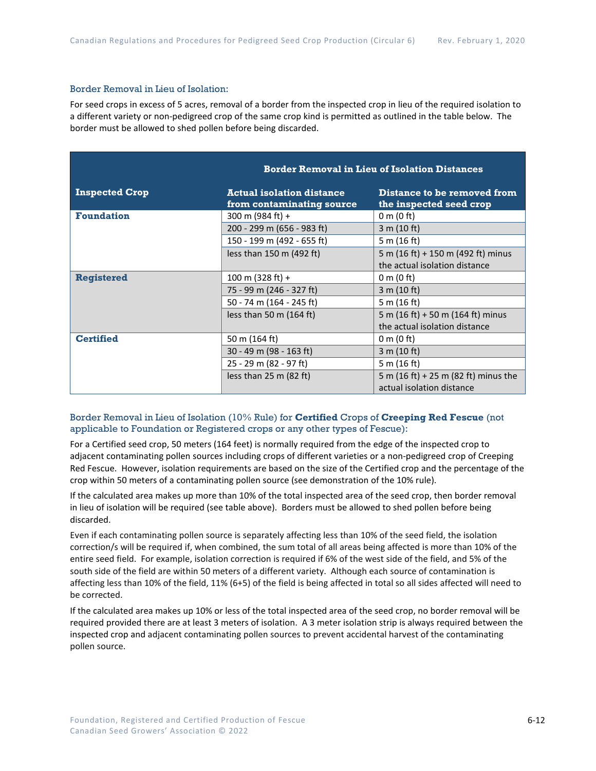### Border Removal in Lieu of Isolation:

For seed crops in excess of 5 acres, removal of a border from the inspected crop in lieu of the required isolation to a different variety or non-pedigreed crop of the same crop kind is permitted as outlined in the table below. The border must be allowed to shed pollen before being discarded.

| | Border Removal in Lieu of Isolation Distances | |
|---|---|---|
| **Inspected Crop** | **Actual isolation distance from contaminating source** | **Distance to be removed from the inspected seed crop** |
| **Foundation** | 300 m (984 ft) + | 0 m (0 ft) |
| | 200 - 299 m (656 - 983 ft) | 3 m (10 ft) |
| | 150 - 199 m (492 - 655 ft) | 5 m (16 ft) |
| | less than 150 m (492 ft) | 5 m (16 ft) + 150 m (492 ft) minus the actual isolation distance |
| **Registered** | 100 m (328 ft) + | 0 m (0 ft) |
| | 75 - 99 m (246 - 327 ft) | 3 m (10 ft) |
| | 50 - 74 m (164 - 245 ft) | 5 m (16 ft) |
| | less than 50 m (164 ft) | 5 m (16 ft) + 50 m (164 ft) minus the actual isolation distance |
| **Certified** | 50 m (164 ft) | 0 m (0 ft) |
| | 30 - 49 m (98 - 163 ft) | 3 m (10 ft) |
| | 25 - 29 m (82 - 97 ft) | 5 m (16 ft) |
| | less than 25 m (82 ft) | 5 m (16 ft) + 25 m (82 ft) minus the actual isolation distance |

### Border Removal in Lieu of Isolation (10% Rule) for **Certified** Crops of **Creeping Red Fescue** (not applicable to Foundation or Registered crops or any other types of Fescue):

For a Certified seed crop, 50 meters (164 feet) is normally required from the edge of the inspected crop to adjacent contaminating pollen sources including crops of different varieties or a non-pedigreed crop of Creeping Red Fescue. However, isolation requirements are based on the size of the Certified crop and the percentage of the crop within 50 meters of a contaminating pollen source (see demonstration of the 10% rule).

If the calculated area makes up more than 10% of the total inspected area of the seed crop, then border removal in lieu of isolation will be required (see table above). Borders must be allowed to shed pollen before being discarded.

Even if each contaminating pollen source is separately affecting less than 10% of the seed field, the isolation correction/s will be required if, when combined, the sum total of all areas being affected is more than 10% of the entire seed field. For example, isolation correction is required if 6% of the west side of the field, and 5% of the south side of the field are within 50 meters of a different variety. Although each source of contamination is affecting less than 10% of the field, 11% (6+5) of the field is being affected in total so all sides affected will need to be corrected.

If the calculated area makes up 10% or less of the total inspected area of the seed crop, no border removal will be required provided there are at least 3 meters of isolation. A 3 meter isolation strip is always required between the inspected crop and adjacent contaminating pollen sources to prevent accidental harvest of the contaminating pollen source.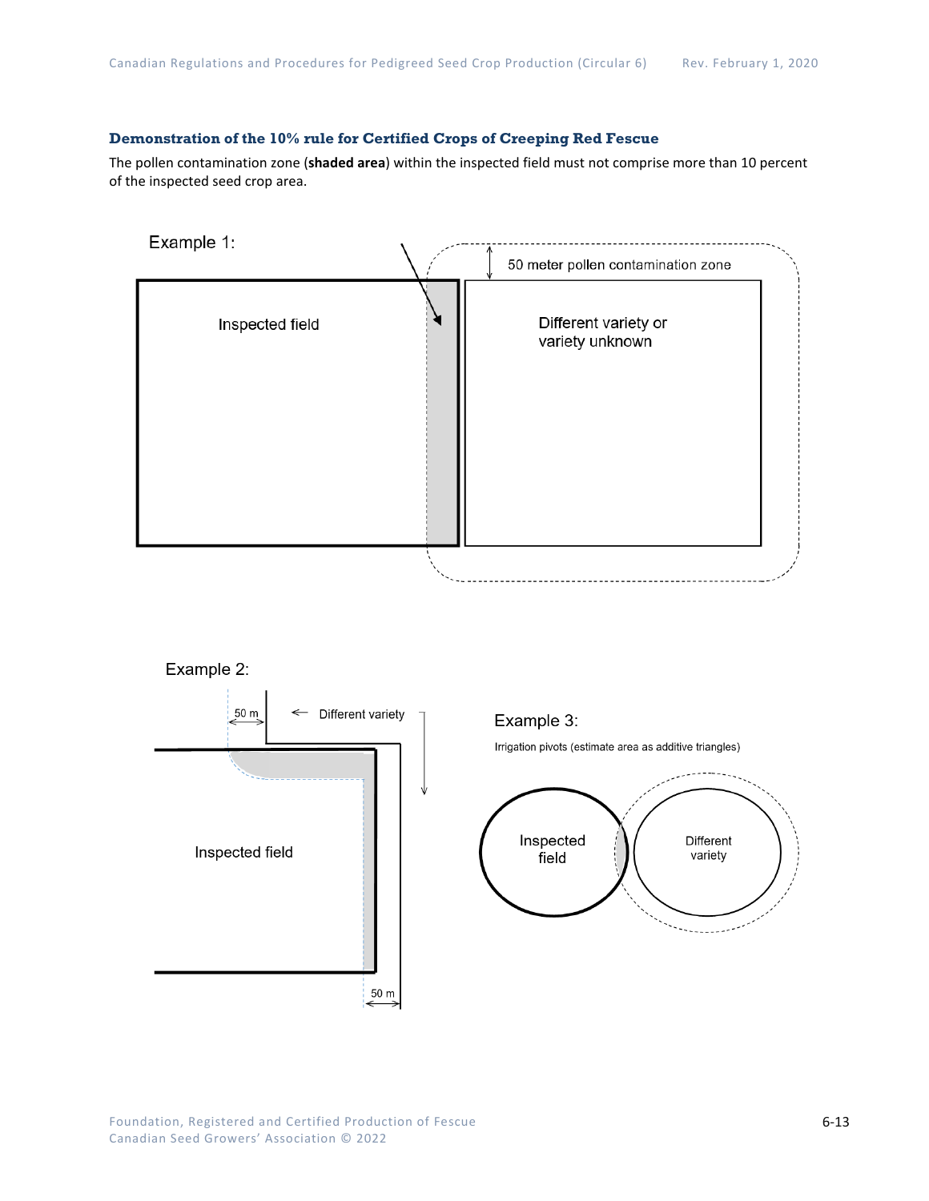### Demonstration of the 10% rule for Certified Crops of Creeping Red Fescue

The pollen contamination zone (**shaded area**) within the inspected field must not comprise more than 10 percent of the inspected seed crop area.

Example 1:

50 meter pollen contamination zone

Inspected field

Different variety or variety unknown

Example 2:

50 m

Different variety

Inspected field

50 m

Example 3:

Irrigation pivots (estimate area as additive triangles)

Inspected field

Different variety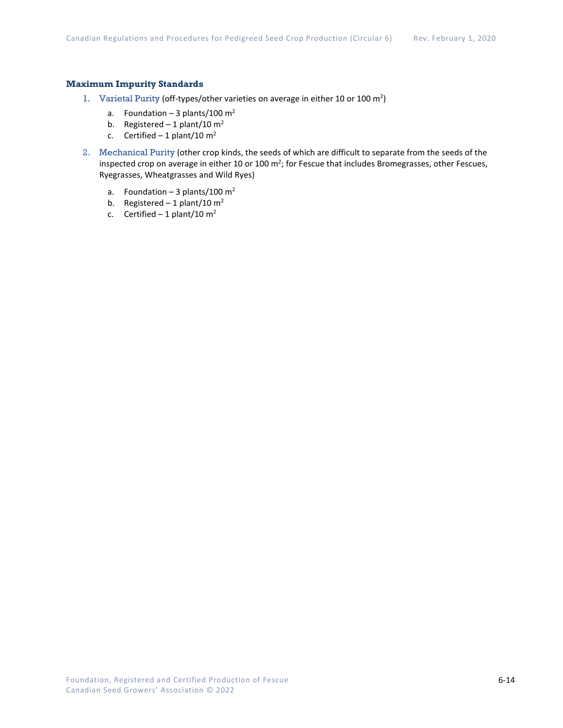### Maximum Impurity Standards

1. Varietal Purity (off-types/other varieties on average in either 10 or 100 $m^2$)
   a. Foundation – 3 plants/100 $m^2$
   b. Registered – 1 plant/10 $m^2$
   c. Certified – 1 plant/10 $m^2$

2. Mechanical Purity (other crop kinds, the seeds of which are difficult to separate from the seeds of the inspected crop on average in either 10 or 100 $m^2$; for Fescue that includes Bromegrasses, other Fescues, Ryegrasses, Wheatgrasses and Wild Ryes)
   a. Foundation – 3 plants/100 $m^2$
   b. Registered – 1 plant/10 $m^2$
   c. Certified – 1 plant/10 $m^2$